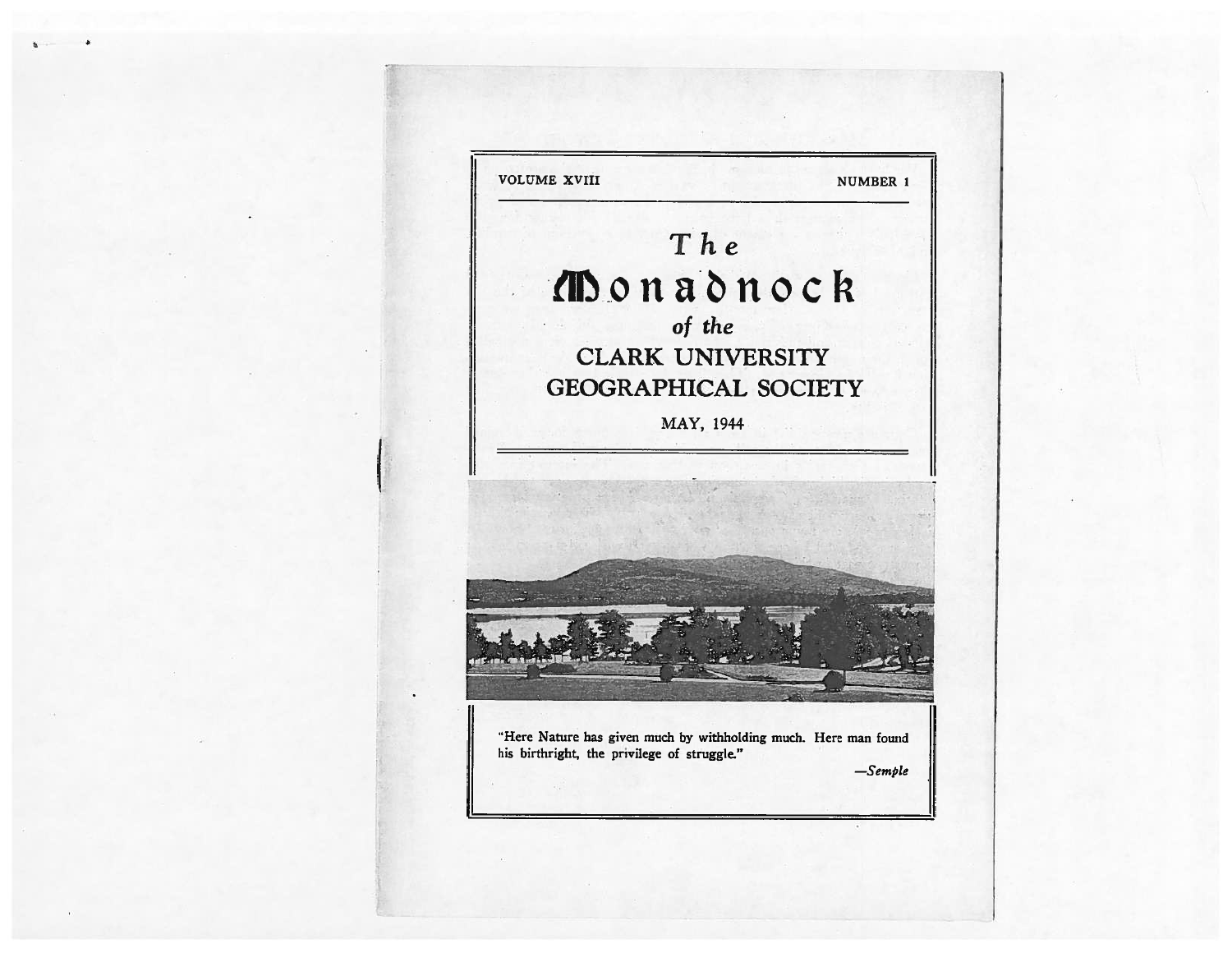VOLUME XVIII NUMBER 1

# The Monadnock

*of the*

## CLARK UNIVERSITY GEOGRAPHICAL SOCIETY

MAY, 1944

"Here Nature has given much by withholding much. Here man found his birthright, the privilege of struggle."

*—Semple*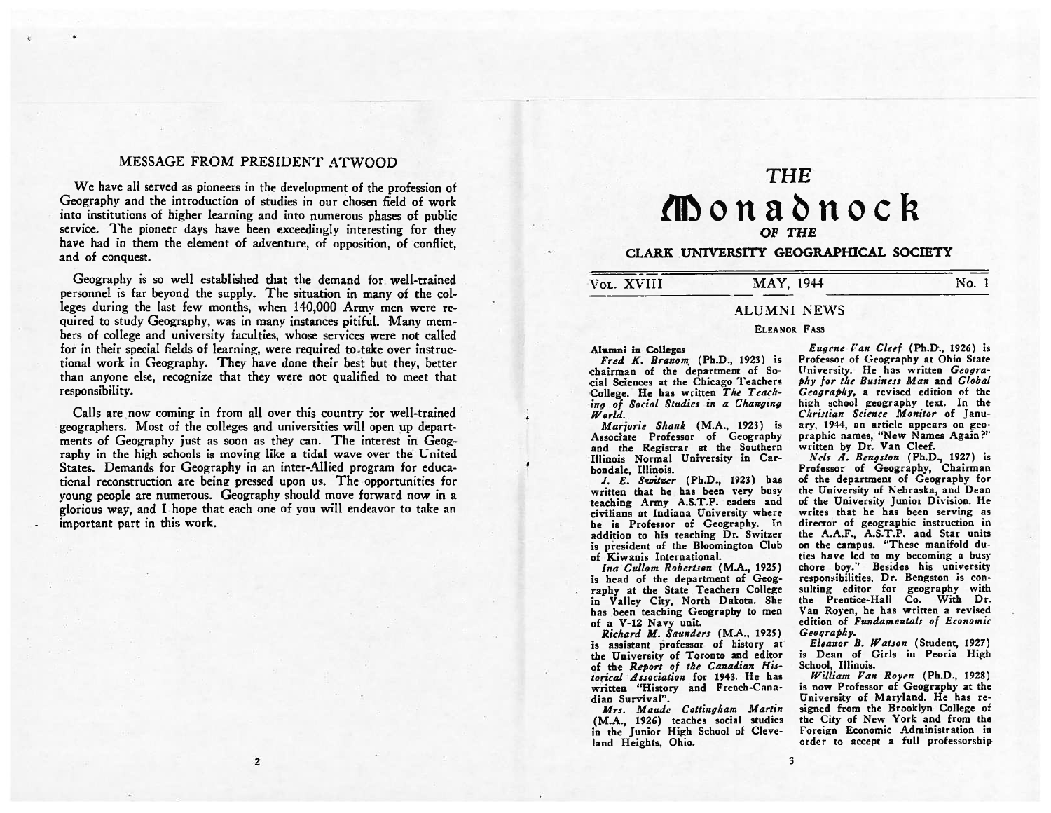## MESSAGE FROM PRESIDENT ATWOOD

We have all served as pioneers in the development of the profession of Geography and the introduction of studies in our chosen field of work into institutions of higher learning and into numerous phases of public service. The pioneer days have been exceedingly interesting for they have had in them the element of adventure, of opposition, of conflict, and of conquest.

Geography is so well established that the demand for well-trained personnel is far beyond the supply. The situation in many of the colleges during the last few months, when 140,000 Army men were required to study Geography, was in many instances pitiful. Many members of college and university faculties, whose services were not called for in their special fields of learning, were required to take over instructional work in Geography. They have done their best but they, better than anyone else, recognize that they were not qualified to meet that responsibility.

Calls are now coming in from all over this country for well-trained geographers. Most of the colleges and universities will open up departments of Geography just as soon as they can. The interest in Geography in the high schools is moving like a tidal wave over the United States. Demands for Geography in an inter-Allied program for educational reconstruction are being pressed upon us. The opportunities for young people are numerous. Geography should move forward now in a glorious way, and I hope that each one of you will endeavor to take an important part in this work.

# THE Monadnock OF THE CLARK UNIVERSITY GEOGRAPHICAL SOCIETY

VOL. XVIII — MAY, 1944 — No. 1

## ALUMNI NEWS

ELEANOR FASS

**Alumni in Colleges**

*Fred K. Branom* (Ph.D., 1923) is chairman of the department of Social Sciences at the Chicago Teachers College. He has written *The Teaching of Social Studies in a Changing World.*

*Marjorie Shank* (M.A., 1923) is Associate Professor of Geography and the Registrar at the Southern Illinois Normal University in Carbondale, Illinois.

*J. E. Switzer* (Ph.D., 1923) has written that he has been very busy teaching Army A.S.T.P. cadets and civilians at Indiana University where he is Professor of Geography. In addition to his teaching Dr. Switzer is president of the Bloomington Club of Kiwanis International.

*Ina Cullom Robertson* (M.A., 1925) is head of the department of Geography at the State Teachers College in Valley City, North Dakota. She has been teaching Geography to men of a V-12 Navy unit.

*Richard M. Saunders* (M.A., 1925) is assistant professor of history at the University of Toronto and editor of the *Report of the Canadian Historical Association* for 1943. He has written "History and French-Canadian Survival".

*Mrs. Maude Cottingham Martin* (M.A., 1926) teaches social studies in the Junior High School of Cleveland Heights, Ohio.

*Eugene Van Cleef* (Ph.D., 1926) is Professor of Geography at Ohio State University. He has written *Geography for the Business Man* and *Global Geography,* a revised edition of the high school geography text. In the *Christian Science Monitor* of January, 1944, an article appears on geographic names, "New Names Again?" written by Dr. Van Cleef.

*Nels A. Bengston* (Ph.D., 1927) is Professor of Geography, Chairman of the department of Geography for the University of Nebraska, and Dean of the University Junior Division. He writes that he has been serving as director of geographic instruction in the A.A.F., A.S.T.P. and Star units on the campus. "These manifold duties have led to my becoming a busy chore boy." Besides his university responsibilities, Dr. Bengston is consulting editor for geography with the Prentice-Hall Co. With Dr. Van Royen, he has written a revised edition of *Fundamentals of Economic Geography.*

*Eleanor B. Watson* (Student, 1927) is Dean of Girls in Peoria High School, Illinois.

*William Van Royen* (Ph.D., 1928) is now Professor of Geography at the University of Maryland. He has resigned from the Brooklyn College of the City of New York and from the Foreign Economic Administration in order to accept a full professorship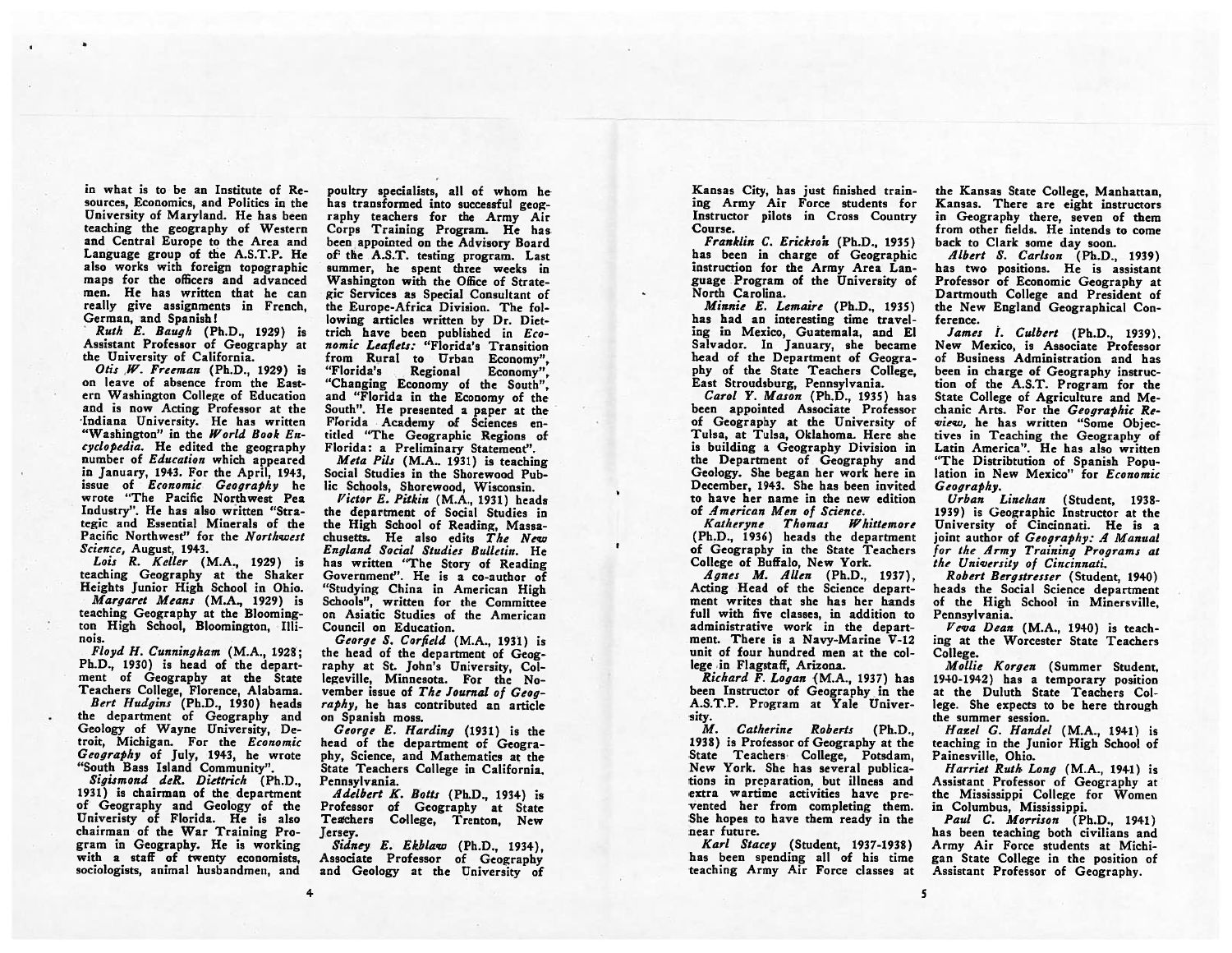in what is to be an Institute of Resources, Economics, and Politics in the University of Maryland. He has been teaching the geography of Western and Central Europe to the Area and Language group of the A.S.T.P. He also works with foreign topographic maps for the officers and advanced men. He has written that he can really give assignments in French, German, and Spanish!

*Ruth E. Baugh* (Ph.D., 1929) is Assistant Professor of Geography at the University of California.

*Otis W. Freeman* (Ph.D., 1929) is on leave of absence from the Eastern Washington College of Education and is now Acting Professor at the Indiana University. He has written "Washington" in the *World Book Encyclopedia*. He edited the geography number of *Education* which appeared in January, 1943. For the April, 1943, issue of *Economic Geography* he wrote "The Pacific Northwest Pea Industry". He has also written "Strategic and Essential Minerals of the Pacific Northwest" for the *Northwest Science*, August, 1943.

*Lois R. Keller* (M.A., 1929) is teaching Geography at the Shaker Heights Junior High School in Ohio.

*Margaret Means* (M.A., 1929) is teaching Geography at the Bloomington High School, Bloomington, Illinois.

*Floyd H. Cunningham* (M.A., 1928; Ph.D., 1930) is head of the department of Geography at the State Teachers College, Florence, Alabama.

*Bert Hudgins* (Ph.D., 1930) heads the department of Geography and Geology of Wayne University, Detroit, Michigan. For the *Economic Geography* of July, 1943, he wrote "South Bass Island Community".

*Sigismond deR. Diettrich* (Ph.D., 1931) is chairman of the department of Geography and Geology of the Univeristy of Florida. He is also chairman of the War Training Program in Geography. He is working with a staff of twenty economists, sociologists, animal husbandmen, and poultry specialists, all of whom he has transformed into successful geography teachers for the Army Air Corps Training Program. He has been appointed on the Advisory Board of the A.S.T. testing program. Last summer, he spent three weeks in Washington with the Office of Strategic Services as Special Consultant of the Europe-Africa Division. The following articles written by Dr. Diettrich have been published in *Economic Leaflets:* "Florida's Transition from Rural to Urban Economy", "Florida's Regional Economy", "Changing Economy of the South", and "Florida in the Economy of the South". He presented a paper at the Florida Academy of Sciences entitled "The Geographic Regions of Florida: a Preliminary Statement".

*Meta Pils* (M.A.. 1931) is teaching Social Studies in the Shorewood Public Schools, Shorewood, Wisconsin.

*Victor E. Pitkin* (M.A., 1931) heads the department of Social Studies in the High School of Reading, Massachusetts. He also edits *The New England Social Studies Bulletin.* He has written "The Story of Reading Government". He is a co-author of "Studying China in American High Schools", written for the Committee on Asiatic Studies of the American Council on Education.

*George S. Corfield* (M.A., 1931) is the head of the department of Geography at St. John's University, Collegeville, Minnesota. For the November issue of *The Journal of Geography,* he has contributed an article on Spanish moss.

*George E. Harding* (1931) is the head of the department of Geography, Science, and Mathematics at the State Teachers College in California, Pennsylvania.

*Adelbert K. Botts* (Ph.D., 1934) is Professor of Geography at State Teachers College, Trenton, New Jersey.

*Sidney E. Ekblaw* (Ph.D., 1934), Associate Professor of Geography and Geology at the University of Kansas City, has just finished training Army Air Force students for Instructor pilots in Cross Country Course.

*Franklin C. Erickson* (Ph.D., 1935) has been in charge of Geographic instruction for the Army Area Language Program of the University of North Carolina.

*Minnie E. Lemaire* (Ph.D., 1935) has had an interesting time traveling in Mexico, Guatemala, and El Salvador. In January, she became head of the Department of Geography of the State Teachers College, East Stroudsburg, Pennsylvania.

*Carol Y. Mason* (Ph.D., 1935) has been appointed Associate Professor of Geography at the University of Tulsa, at Tulsa, Oklahoma. Here she is building a Geography Division in the Department of Geography and Geology. She began her work here in December, 1943. She has been invited to have her name in the new edition of *American Men of Science.*

*Katheryne Thomas Whittemore* (Ph.D., 1936) heads the department of Geography in the State Teachers College of Buffalo, New York.

*Agnes M. Allen* (Ph.D., 1937), Acting Head of the Science department writes that she has her hands full with five classes, in addition to administrative work in the department. There is a Navy-Marine V-12 unit of four hundred men at the college in Flagstaff, Arizona.

*Richard F. Logan* (M.A., 1937) has been Instructor of Geography in the A.S.T.P. Program at Yale University.

*M. Catherine Roberts* (Ph.D., 1938) is Professor of Geography at the State Teachers College, Potsdam, New York. She has several publications in preparation, but illness and extra wartime activities have prevented her from completing them. She hopes to have them ready in the near future.

*Karl Stacey* (Student, 1937-1938) has been spending all of his time teaching Army Air Force classes at the Kansas State College, Manhattan, Kansas. There are eight instructors in Geography there, seven of them from other fields. He intends to come back to Clark some day soon.

*Albert S. Carlson* (Ph.D., 1939) has two positions. He is assistant Professor of Economic Geography at Dartmouth College and President of the New England Geographical Conference.

*James I. Culbert* (Ph.D., 1939), New Mexico, is Associate Professor of Business Administration and has been in charge of Geography instruction of the A.S.T. Program for the State College of Agriculture and Mechanic Arts. For the *Geographic Review,* he has written "Some Objectives in Teaching the Geography of Latin America". He has also written "The Distribtution of Spanish Population in New Mexico" for *Economic Geography.*

*Urban Linehan* (Student, 1938-1939) is Geographic Instructor at the University of Cincinnati. He is a joint author of *Geography: A Manual for the Army Training Programs at the University of Cincinnati.*

*Robert Bergstresser* (Student, 1940) heads the Social Science department of the High School in Minersville, Pennsylvania.

*Veva Dean* (M.A., 1940) is teaching at the Worcester State Teachers College.

*Mollie Korgen* (Summer Student, 1940-1942) has a temporary position at the Duluth State Teachers College. She expects to be here through the summer session.

*Hazel G. Handel* (M.A., 1941) is teaching in the Junior High School of Painesville, Ohio.

*Harriet Ruth Long* (M.A., 1941) is Assistant Professor of Geography at the Mississippi College for Women in Columbus, Mississippi.

*Paul C. Morrison* (Ph.D., 1941) has been teaching both civilians and Army Air Force students at Michigan State College in the position of Assistant Professor of Geography.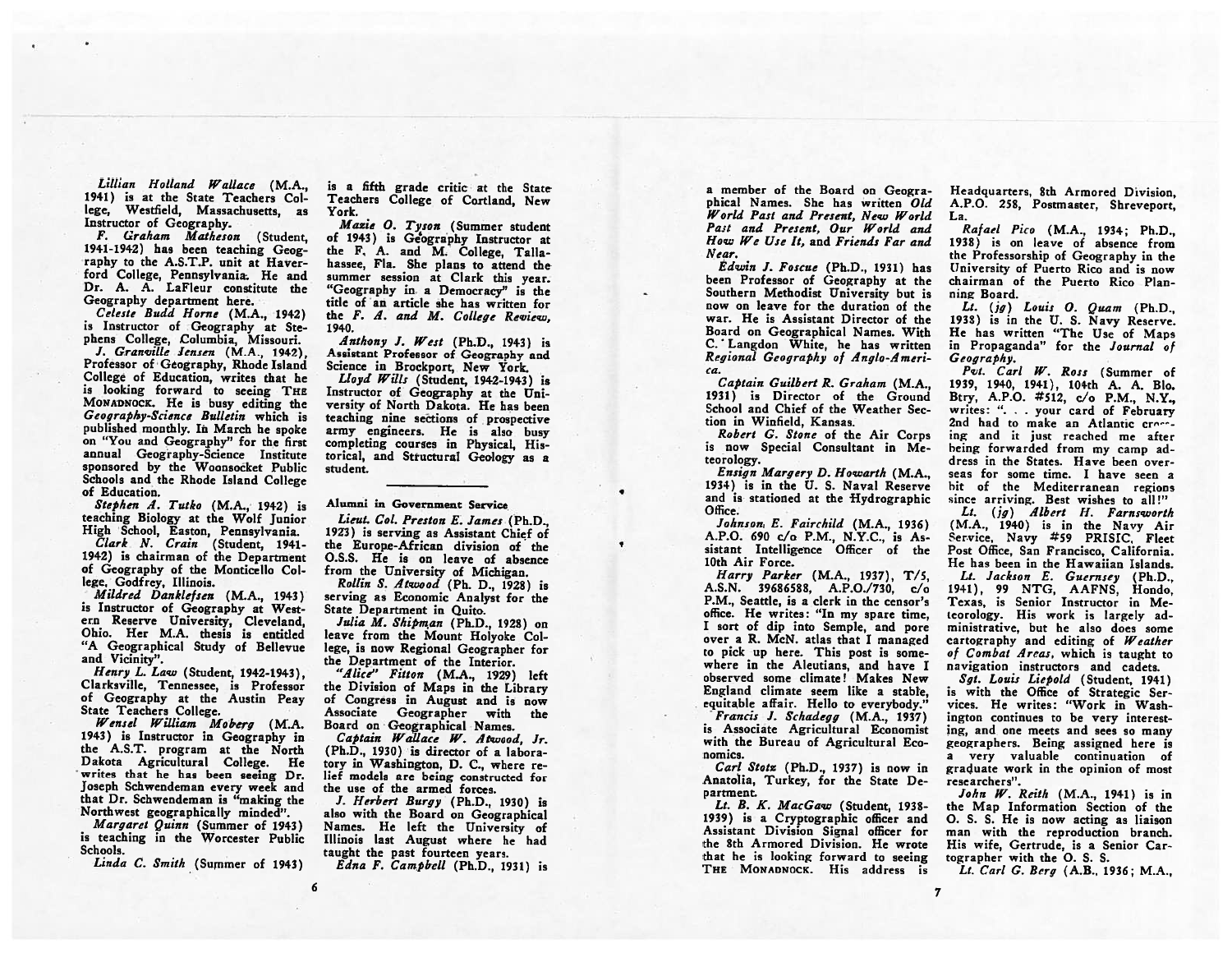*Lillian Holland Wallace* (M.A., 1941) is at the State Teachers College, Westfield, Massachusetts, as Instructor of Geography.

*F. Graham Matheson* (Student, 1941-1942) has been teaching Geography to the A.S.T.P. unit at Haverford College, Pennsylvania. He and Dr. A. A. LaFleur constitute the Geography department here.

*Celeste Budd Horne* (M.A., 1942) is Instructor of Geography at Stephens College, Columbia, Missouri.

*J. Granville Jensen* (M.A., 1942), Professor of Geography, Rhode Island College of Education, writes that he is looking forward to seeing THE MONADNOCK. He is busy editing the *Geography-Science Bulletin* which is published monthly. In March he spoke on "You and Geography" for the first annual Geography-Science Institute sponsored by the Woonsocket Public Schools and the Rhode Island College of Education.

*Stephen A. Tutko* (M.A., 1942) is teaching Biology at the Wolf Junior High School, Easton, Pennsylvania.

*Clark N. Crain* (Student, 1941-1942) is chairman of the Department of Geography of the Monticello College, Godfrey, Illinois.

*Mildred Danklefsen* (M.A., 1943) is Instructor of Geography at Western Reserve University, Cleveland, Ohio. Her M.A. thesis is entitled "A Geographical Study of Bellevue and Vicinity".

*Henry L. Law* (Student, 1942-1943), Clarksville, Tennessee, is Professor of Geography at the Austin Peay State Teachers College.

*Wensel William Moberg* (M.A. 1943) is Instructor in Geography in the A.S.T. program at the North Dakota Agricultural College. He writes that he has been seeing Dr. Joseph Schwendeman every week and that Dr. Schwendeman is "making the Northwest geographically minded".

*Margaret Quinn* (Summer of 1943) is teaching in the Worcester Public Schools.

*Linda C. Smith* (Summer of 1943) is a fifth grade critic at the State Teachers College of Cortland, New York.

*Mazie O. Tyson* (Summer student of 1943) is Geography Instructor at the F. A. and M. College, Tallahassee, Fla. She plans to attend the summer session at Clark this year. "Geography in a Democracy" is the title of an article she has written for the *F. A. and M. College Review*, 1940.

*Anthony J. West* (Ph.D., 1943) is Assistant Professor of Geography and Science in Brockport, New York.

*Lloyd Wills* (Student, 1942-1943) is Instructor of Geography at the University of North Dakota. He has been teaching nine sections of prospective army engineers. He is also busy completing courses in Physical, Historical, and Structural Geology as a student.

---

**Alumni in Government Service**

*Lieut. Col. Preston E. James* (Ph.D., 1923) is serving as Assistant Chief of the Europe-African division of the O.S.S. He is on leave of absence from the University of Michigan.

*Rollin S. Atwood* (Ph. D., 1928) is serving as Economic Analyst for the State Department in Quito.

*Julia M. Shipman* (Ph.D., 1928) on leave from the Mount Holyoke College, is now Regional Geographer for the Department of the Interior.

*"Alice" Fitton* (M.A., 1929) left the Division of Maps in the Library of Congress in August and is now Associate Geographer with the Board on Geographical Names.

*Captain Wallace W. Atwood, Jr.* (Ph.D., 1930) is director of a laboratory in Washington, D. C., where relief models are being constructed for the use of the armed forces.

*J. Herbert Burgy* (Ph.D., 1930) is also with the Board on Geographical Names. He left the University of Illinois last August where he had taught the past fourteen years.

*Edna F. Campbell* (Ph.D., 1931) is a member of the Board on Geographical Names. She has written *Old World Past and Present, New World Past and Present, Our World and How We Use It*, and *Friends Far and Near*.

*Edwin J. Foscue* (Ph.D., 1931) has been Professor of Geography at the Southern Methodist University but is now on leave for the duration of the war. He is Assistant Director of the Board on Geographical Names. With C. Langdon White, he has written *Regional Geography of Anglo-America*.

*Captain Guilbert R. Graham* (M.A., 1931) is Director of the Ground School and Chief of the Weather Section in Winfield, Kansas.

*Robert G. Stone* of the Air Corps is now Special Consultant in Meteorology.

*Ensign Margery D. Howarth* (M.A., 1934) is in the U. S. Naval Reserve and is stationed at the Hydrographic Office.

*Johnson E. Fairchild* (M.A., 1936) A.P.O. 690 c/o P.M., N.Y.C., is Assistant Intelligence Officer of the 10th Air Force.

*Harry Parker* (M.A., 1937), T/5, A.S.N. 39686588, A.P.O./730, c/o P.M., Seattle, is a clerk in the censor's office. He writes: "In my spare time, I sort of dip into Semple, and pore over a R. McN. atlas that I managed to pick up here. This post is somewhere in the Aleutians, and have I observed some climate! Makes New England climate seem like a stable, equitable affair. Hello to everybody."

*Francis J. Schadegg* (M.A., 1937) is Associate Agricultural Economist with the Bureau of Agricultural Economics.

*Carl Stotz* (Ph.D., 1937) is now in Anatolia, Turkey, for the State Department.

*Lt. B. K. MacGaw* (Student, 1938-1939) is a Cryptographic officer and Assistant Division Signal officer for the 8th Armored Division. He wrote that he is looking forward to seeing THE MONADNOCK. His address is Headquarters, 8th Armored Division, A.P.O. 258, Postmaster, Shreveport, La.

*Rafael Pico* (M.A., 1934; Ph.D., 1938) is on leave of absence from the Professorship of Geography in the University of Puerto Rico and is now chairman of the Puerto Rico Planning Board.

*Lt. (jg) Louis O. Quam* (Ph.D., 1938) is in the U. S. Navy Reserve. He has written "The Use of Maps in Propaganda" for the *Journal of Geography*.

*Pvt. Carl W. Ross* (Summer of 1939, 1940, 1941), 104th A. A. Bln. Btry, A.P.O. #512, c/o P.M., N.Y., writes: ". . . your card of February 2nd had to make an Atlantic crossing and it just reached me after being forwarded from my camp address in the States. Have been overseas for some time. I have seen a bit of the Mediterranean regions since arriving. Best wishes to all!"

*Lt. (jg) Albert H. Farnsworth* (M.A., 1940) is in the Navy Air Service, Navy #59 PRISIC, Fleet Post Office, San Francisco, California. He has been in the Hawaiian Islands.

*Lt. Jackson E. Guernsey* (Ph.D., 1941), 99 NTG, AAFNS, Hondo, Texas, is Senior Instructor in Meteorology. His work is largely administrative, but he also does some cartography and editing of *Weather of Combat Areas*, which is taught to navigation instructors and cadets.

*Sgt. Louis Liepold* (Student, 1941) is with the Office of Strategic Services. He writes: "Work in Washington continues to be very interesting, and one meets and sees so many geographers. Being assigned here is a very valuable continuation of graduate work in the opinion of most researchers".

*John W. Reith* (M.A., 1941) is in the Map Information Section of the O. S. S. He is now acting as liaison man with the reproduction branch. His wife, Gertrude, is a Senior Cartographer with the O. S. S.

*Lt. Carl G. Berg* (A.B., 1936; M.A.,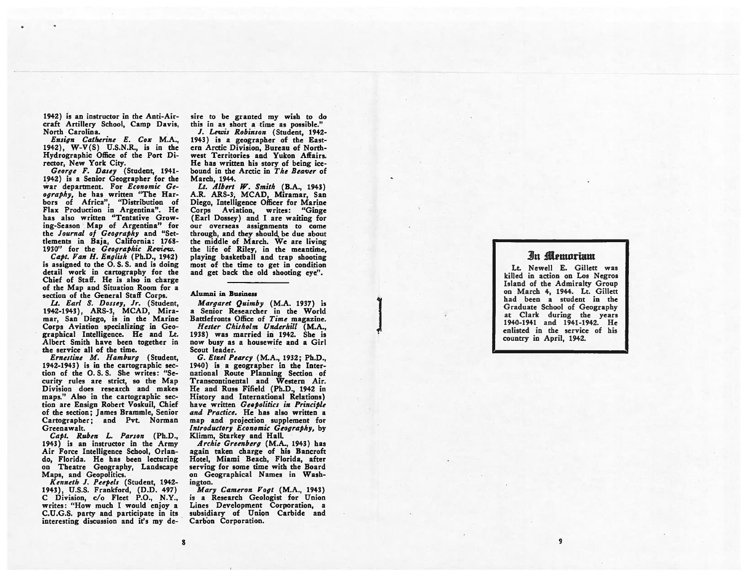1942) is an instructor in the Anti-Aircraft Artillery School, Camp Davis, North Carolina.

*Ensign Catherine E. Cox* M.A., 1942), W-V(S) U.S.N.R., is in the Hydrographic Office of the Port Director, New York City.

*George F. Dasey* (Student, 1941-1942) is a Senior Geographer for the war department. For *Economic Geography,* he has written "The Harbors of Africa", "Distribution of Flax Production in Argentina". He has also written "Tentative Growing-Season Map of Argentina" for the *Journal of Geography* and "Settlements in Baja, California: 1768-1930" for the *Geographic Review.*

*Capt. Van H. English* (Ph.D., 1942) is assigned to the O. S. S. and is doing detail work in cartography for the Chief of Staff. He is also in charge of the Map and Situation Room for a section of the General Staff Corps.

*Lt. Earl S. Dossey, Jr.* (Student, 1942-1943), ARS-3, MCAD, Miramar, San Diego, is in the Marine Corps Aviation specializing in Geographical Intelligence. He and Lt. Albert Smith have been together in the service all of the time.

*Ernestine M. Hamburg* (Student, 1942-1943) is in the cartographic section of the O. S. S. She writes: "Security rules are strict, so the Map Division does research and makes maps." Also in the cartographic section are Ensign Robert Voskuil, Chief of the section; James Brammle, Senior Cartographer; and Pvt. Norman Greenawalt.

*Capt. Ruben L. Parson* (Ph.D., 1943) is an instructor in the Army Air Force Intelligence School, Orlando, Florida. He has been lecturing on Theatre Geography, Landscape Maps, and Geopolitics.

*Kenneth J. Peepels* (Student, 1942-1943), U.S.S. Frankford, (D.D. 497) C Division, c/o Fleet P.O., N.Y., writes: "How much I would enjoy a C.U.G.S. party and participate in its interesting discussion and it's my desire to be granted my wish to do this in as short a time as possible."

*J. Lewis Robinson* (Student, 1942-1943) is a geographer of the Eastern Arctic Division, Bureau of Northwest Territories and Yukon Affairs. He has written his story of being icebound in the Arctic in *The Beaver* of March, 1944.

*Lt. Albert W. Smith* (B.A., 1943) A.R. ARS-3, MCAD, Miramar, San Diego, Intelligence Officer for Marine Corps Aviation, writes: "Ginge (Earl Dossey) and I are waiting for our overseas assignments to come through, and they should be due about the middle of March. We are living the life of Riley, in the meantime, playing basketball and trap shooting most of the time to get in condition and get back the old shooting eye".

---

**Alumni in Business**

*Margaret Quimby* (M.A. 1937) is a Senior Researcher in the World Battlefronts Office of *Time* magazine.

*Hester Chisholm Underhill* (M.A., 1938) was married in 1942. She is now busy as a housewife and a Girl Scout leader.

*G. Etzel Pearcy* (M.A., 1932; Ph.D., 1940) is a geographer in the International Route Planning Section of Transcontinental and Western Air. He and Russ Fifield (Ph.D., 1942 in History and International Relations) have written *Geopolitics in Principle and Practice.* He has also written a map and projection supplement for *Introductory Economic Geography,* by Klimm, Starkey and Hall.

*Archie Greenberg* (M.A., 1943) has again taken charge of his Bancroft Hotel, Miami Beach, Florida, after serving for some time with the Board on Geographical Names in Washington.

*Mary Cameron Vogt* (M.A., 1943) is a Research Geologist for Union Lines Development Corporation, a subsidiary of Union Carbide and Carbon Corporation.

## In Memoriam

Lt. Newell E. Gillett was killed in action on Los Negros Island of the Admiralty Group on March 4, 1944. Lt. Gillett had been a student in the Graduate School of Geography at Clark during the years 1940-1941 and 1941-1942. He enlisted in the service of his country in April, 1942.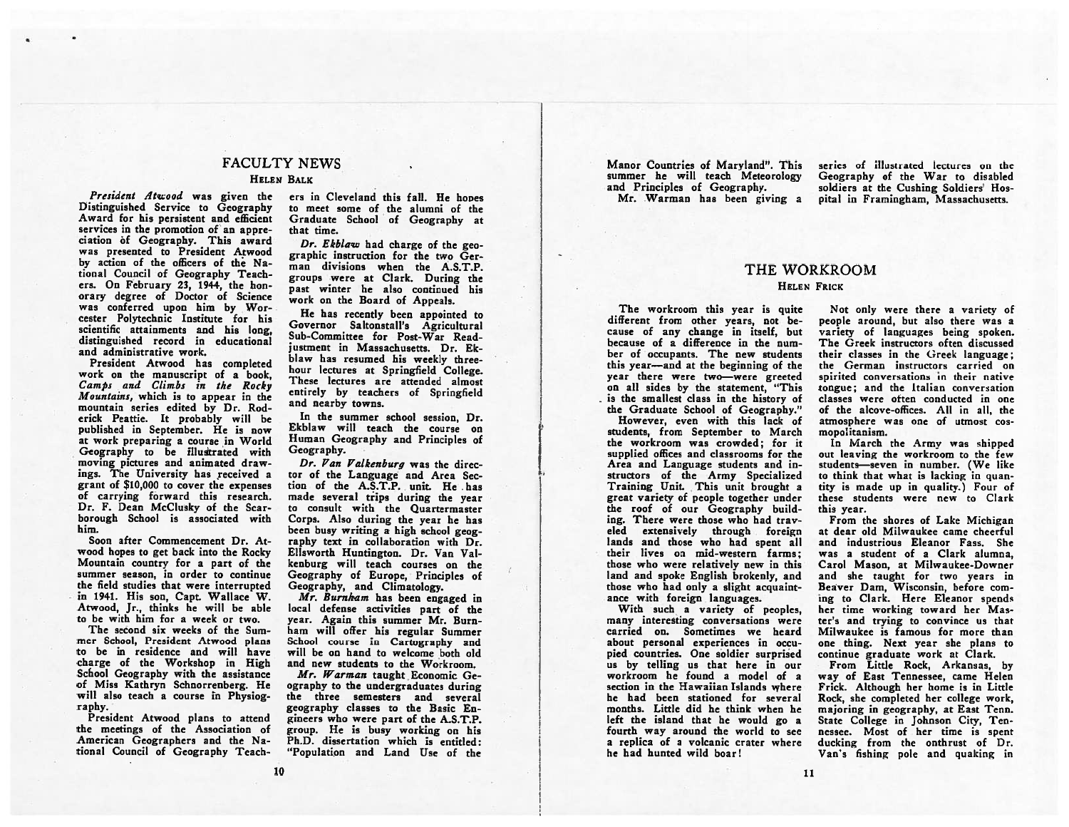## FACULTY NEWS

HELEN BALK

*President Atwood* was given the Distinguished Service to Geography Award for his persistent and efficient services in the promotion of an appreciation of Geography. This award was presented to President Atwood by action of the officers of the National Council of Geography Teachers. On February 23, 1944, the honorary degree of Doctor of Science was conferred upon him by Worcester Polytechnic Institute for his scientific attainments and his long, distinguished record in educational and administrative work.

President Atwood has completed work on the manuscript of a book, *Camps and Climbs in the Rocky Mountains*, which is to appear in the mountain series edited by Dr. Roderick Peattie. It probably will be published in September. He is now at work preparing a course in World Geography to be illustrated with moving pictures and animated drawings. The University has received a grant of $10,000 to cover the expenses of carrying forward this research. Dr. F. Dean McClusky of the Scarborough School is associated with him.

Soon after Commencement Dr. Atwood hopes to get back into the Rocky Mountain country for a part of the summer season, in order to continue the field studies that were interrupted in 1941. His son, Capt. Wallace W. Atwood, Jr., thinks he will be able to be with him for a week or two.

The second six weeks of the Summer School, President Atwood plans to be in residence and will have charge of the Workshop in High School Geography with the assistance of Miss Kathryn Schnorrenberg. He will also teach a course in Physiography.

President Atwood plans to attend the meetings of the Association of American Geographers and the National Council of Geography Teachers in Cleveland this fall. He hopes to meet some of the alumni of the Graduate School of Geography at that time.

*Dr. Ekblaw* had charge of the geographic instruction for the two German divisions when the A.S.T.P. groups were at Clark. During the past winter he also continued his work on the Board of Appeals.

He has recently been appointed to Governor Saltonstall's Agricultural Sub-Committee for Post-War Readjustment in Massachusetts. Dr. Ekblaw has resumed his weekly three-hour lectures at Springfield College. These lectures are attended almost entirely by teachers of Springfield and nearby towns.

In the summer school session, Dr. Ekblaw will teach the course on Human Geography and Principles of Geography.

*Dr. Van Valkenburg* was the director of the Language and Area Section of the A.S.T.P. unit. He has made several trips during the year to consult with the Quartermaster Corps. Also during the year he has been busy writing a high school geography text in collaboration with Dr. Ellsworth Huntington. Dr. Van Valkenburg will teach courses on the Geography of Europe, Principles of Geography, and Climatology.

*Mr. Burnham* has been engaged in local defense activities part of the year. Again this summer Mr. Burnham will offer his regular Summer School course in Cartography and will be on hand to welcome both old and new students to the Workroom.

*Mr. Warman* taught Economic Geography to the undergraduates during the three semesters and several geography classes to the Basic Engineers who were part of the A.S.T.P. group. He is busy working on his Ph.D. dissertation which is entitled: "Population and Land Use of the Manor Countries of Maryland". This summer he will teach Meteorology and Principles of Geography.

Mr. Warman has been giving a series of illustrated lectures on the Geography of the War to disabled soldiers at the Cushing Soldiers' Hospital in Framingham, Massachusetts.

## THE WORKROOM

HELEN FRICK

The workroom this year is quite different from other years, not because of any change in itself, but because of a difference in the number of occupants. The new students this year—and at the beginning of the year there were two—were greeted on all sides by the statement, "This is the smallest class in the history of the Graduate School of Geography."

However, even with this lack of students, from September to March the workroom was crowded; for it supplied offices and classrooms for the Area and Language students and instructors of the Army Specialized Training Unit. This unit brought a great variety of people together under the roof of our Geography building. There were those who had traveled extensively through foreign lands and those who had spent all their lives on mid-western farms; those who were relatively new in this land and spoke English brokenly, and those who had only a slight acquaintance with foreign languages.

With such a variety of peoples, many interesting conversations were carried on. Sometimes we heard about personal experiences in occupied countries. One soldier surprised us by telling us that here in our workroom he found a model of a section in the Hawaiian Islands where he had been stationed for several months. Little did he think when he left the island that he would go a fourth way around the world to see a replica of a volcanic crater where he had hunted wild boar!

Not only were there a variety of people around, but also there was a variety of languages being spoken. The Greek instructors often discussed their classes in the Greek language; the German instructors carried on spirited conversations in their native tongue; and the Italian conversation classes were often conducted in one of the alcove-offices. All in all, the atmosphere was one of utmost cosmopolitanism.

In March the Army was shipped out leaving the workroom to the few students—seven in number. (We like to think that what is lacking in quantity is made up in quality.) Four of these students were new to Clark this year.

From the shores of Lake Michigan at dear old Milwaukee came cheerful and industrious Eleanor Fass. She was a student of a Clark alumna, Carol Mason, at Milwaukee-Downer and she taught for two years in Beaver Dam, Wisconsin, before coming to Clark. Here Eleanor spends her time working toward her Master's and trying to convince us that Milwaukee is famous for more than one thing. Next year she plans to continue graduate work at Clark.

From Little Rock, Arkansas, by way of East Tennessee, came Helen Frick. Although her home is in Little Rock, she completed her college work, majoring in geography, at East Tenn. State College in Johnson City, Tennessee. Most of her time is spent ducking from the onthrust of Dr. Van's fishing pole and quaking in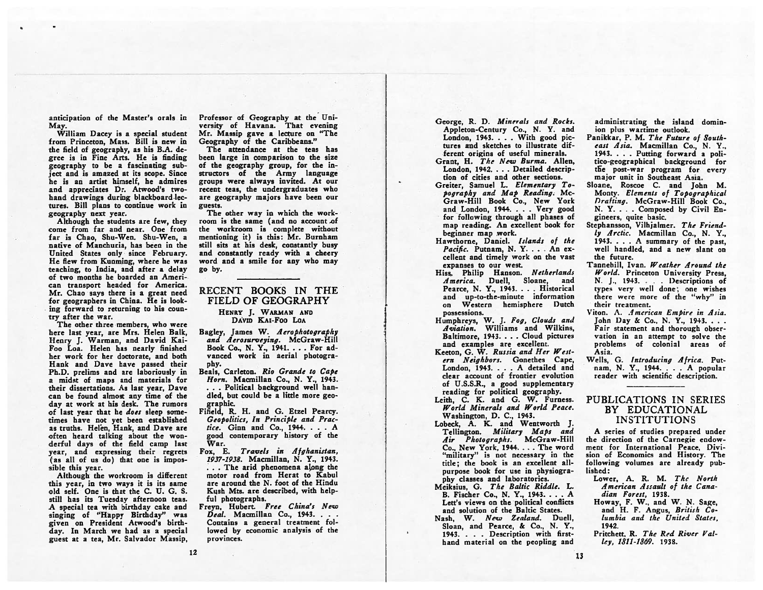anticipation of the Master's orals in May.

William Dacey is a special student from Princeton, Mass. Bill is new in the field of geography, as his B.A. degree is in Fine Arts. He is finding geography to be a fascinating subject and is amazed at its scope. Since he is an artist himself, he admires and appreciates Dr. Atwood's two-hand drawings during blackboard lectures. Bill plans to continue work in geography next year.

Although the students are few, they come from far and near. One from far is Chao, Shu-Wen. Shu-Wen, a native of Manchuria, has been in the United States only since February. He flew from Kunming, where he was teaching, to India, and after a delay of two months he boarded an American transport headed for America. Mr. Chao says there is a great need for geographers in China. He is looking forward to returning to his country after the war.

The other three members, who were here last year, are Mrs. Helen Balk, Henry J. Warman, and David Kai-Foo Loa. Helen has nearly finished her work for her doctorate, and both Hank and Dave have passed their Ph.D. prelims and are laboriously in a midst of maps and materials for their dissertations. As last year, Dave can be found almost any time of the day at work at his desk. The rumors of last year that he *does* sleep sometimes have not yet been established as truths. Helen, Hank, and Dave are often heard talking about the wonderful days of the field camp last year, and expressing their regrets (as all of us do) that one is impossible this year.

Although the workroom is different this year, in two ways it is its same old self. One is that the C. U. G. S. still has its Tuesday afternoon teas. A special tea with birthday cake and singing of "Happy Birthday" was given on President Atwood's birthday. In March we had as a special guest at a tea, Mr. Salvador Massip, Professor of Geography at the University of Havana. That evening Mr. Massip gave a lecture on "The Geography of the Caribbeans."

The attendance at the teas has been large in comparison to the size of the geography group, for the instructors of the Army language groups were always invited. At our recent teas, the undergraduates who are geography majors have been our guests.

The other way in which the workroom is the same (and no account of the workroom is complete without mentioning it) is this: Mr. Burnham still sits at his desk, constantly busy and constantly ready with a cheery word and a smile for any who may go by.

## RECENT BOOKS IN THE FIELD OF GEOGRAPHY

HENRY J. WARMAN AND DAVID KAI-FOO LOA

Bagley, James W. *Aerophotography and Aerosurveying.* McGraw-Hill Book Co., N. Y., 1941. . . . For advanced work in aerial photography.

Beals, Carleton. *Rio Grande to Cape Horn.* Macmillan Co., N. Y., 1943. . . . Political background well handled, but could be a little more geographic.

Fifield, R. H. and G. Etzel Pearcy. *Geopolitics, In Principle and Practice.* Ginn and Co., 1944. . . . A good contemporary history of the War.

Fox, E. *Travels in Afghanistan, 1937-1938.* Macmillan, N. Y., 1943. . . . The arid phenomena along the motor road from Herat to Kabul are around the N. foot of the Hindu Kush Mts. are described, with helpful photographs.

Freyn, Hubert. *Free China's New Deal.* Macmillan Co., 1943. . . . Contains a general treatment followed by economic analysis of the provinces.

George, R. D. *Minerals and Rocks.* Appleton-Century Co., N. Y. and London, 1943. . . . With good pictures and sketches to illustrate different origins of useful minerals.

Grant, H. *The New Burma.* Allen, London, 1942. . . . Detailed description of cities and other sections.

Greiter, Samuel L. *Elementary Topography and Map Reading.* McGraw-Hill Book Co., New York and London, 1944. . . . Very good for following through all phases of map reading. An excellent book for beginner map work.

Hawthorne, Daniel. *Islands of the Pacific.* Putnam, N. Y. . . . An excellent and timely work on the vast expanses to our west.

Hiss, Philip Hanson. *Netherlands America.* Duell, Sloane, and Pearce, N. Y., 1943. . . . Historical and up-to-the-minute information on Western hemisphere Dutch possessions.

Humphreys, W. J. *Fog, Clouds and Aviation.* Williams and Wilkins, Baltimore, 1943. . . . Cloud pictures and examples are excellent.

Keeton, G. W. *Russia and Her Western Neighbors.* Gonethes Cape, London, 1943. . . . A detailed and clear account of frontier evolution of U.S.S.R., a good supplementary reading for political geography.

Leith, C. K. and G. W. Furness. *World Minerals and World Peace.* Washington, D. C., 1943.

Lobeck, A. K. and Wentworth J. Tellington. *Military Maps and Air Photographs.* McGraw-Hill Co., New York, 1944. . . . The word "military" is not necessary in the title; the book is an excellent all-purpose book for use in physiography classes and laboratories.

Meiksius, G. *The Baltic Riddle.* L. B. Fischer Co., N. Y., 1943. . . . A Lett's views on the political conflicts and solution of the Baltic States.

Nash, W. *New Zealand.* Duell, Sloan, and Pearce, & Co., N. Y., 1943. . . . Description with first-hand material on the peopling and administrating the island dominion plus wartime outlook.

Panikkar, P. M. *The Future of South-east Asia.* Macmillan Co., N. Y., 1943. . . . Putting forward a politico-geographical background for the post-war program for every major unit in Southeast Asia.

Sloane, Roscoe C. and John M. Monty. *Elements of Topographical Drafting.* McGraw-Hill Book Co., N. Y. . . . Composed by Civil Engineers, quite basic.

Stephansson, Vilhjalmer. *The Friendly Arctic.* Macmillan Co., N. Y., 1943. . . . A summary of the past, well handled, and a new slant on the future.

Tannehill, Ivan. *Weather Around the World.* Princeton University Press, N. J., 1943. . . . Descriptions of types very well done; one wishes there were more of the "why" in their treatment.

Viton, A. *American Empire in Asia.* John Day & Co., N. Y., 1943. . . . Fair statement and thorough observation in an attempt to solve the problems of colonial areas of Asia.

Wells, G. *Introducing Africa.* Putnam, N. Y., 1944. . . . A popular reader with scientific description.

## PUBLICATIONS IN SERIES BY EDUCATIONAL INSTITUTIONS

A series of studies prepared under the direction of the Carnegie endowment for International Peace, Division of Economics and History. The following volumes are already published:

- Lower, A. R. M. *The North American Assault of the Canadian Forest,* 1938.
- Howay, F. W., and W. N. Sage, and H. F. Angus, *British Columbia and the United States,* 1942.
- Pritchett, R. *The Red River Valley, 1811-1869.* 1938.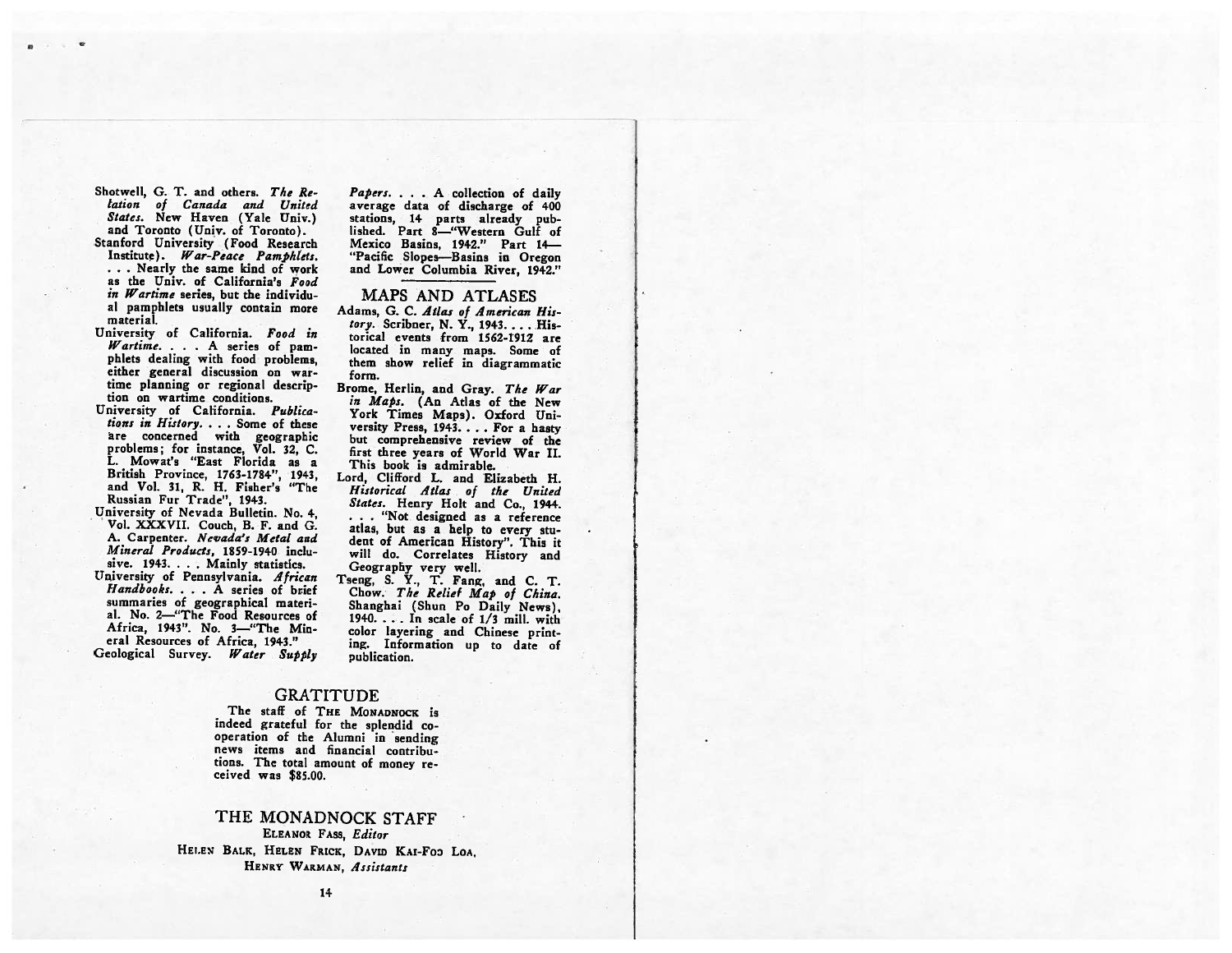Shotwell, G. T. and others. *The Relation of Canada and United States.* New Haven (Yale Univ.) and Toronto (Univ. of Toronto).

Stanford University (Food Research Institute). *War-Peace Pamphlets.* . . . Nearly the same kind of work as the Univ. of California's *Food in Wartime* series, but the individual pamphlets usually contain more material.

University of California. *Food in Wartime.* . . . A series of pamphlets dealing with food problems, either general discussion on wartime planning or regional description on wartime conditions.

University of California. *Publications in History.* . . . Some of these are concerned with geographic problems; for instance, Vol. 32, C. L. Mowat's "East Florida as a British Province, 1763-1784", 1943, and Vol. 31, R. H. Fisher's "The Russian Fur Trade", 1943.

University of Nevada Bulletin. No. 4, Vol. XXXVII. Couch, B. F. and G. A. Carpenter. *Nevada's Metal and Mineral Products,* 1859-1940 inclusive. 1943. . . . Mainly statistics.

University of Pennsylvania. *African Handbooks.* . . . A series of brief summaries of geographical material. No. 2—"The Food Resources of Africa, 1943". No. 3—"The Mineral Resources of Africa, 1943."

Geological Survey. *Water Supply Papers.* . . . A collection of daily average data of discharge of 400 stations, 14 parts already published. Part 8—"Western Gulf of Mexico Basins, 1942." Part 14—"Pacific Slopes—Basins in Oregon and Lower Columbia River, 1942."

## MAPS AND ATLASES

Adams, G. C. *Atlas of American History.* Scribner, N. Y., 1943. . . . Historical events from 1562-1912 are located in many maps. Some of them show relief in diagrammatic form.

Brome, Herlin, and Gray. *The War in Maps.* (An Atlas of the New York Times Maps). Oxford University Press, 1943. . . . For a hasty but comprehensive review of the first three years of World War II. This book is admirable.

Lord, Clifford L. and Elizabeth H. *Historical Atlas of the United States.* Henry Holt and Co., 1944. . . . "Not designed as a reference atlas, but as a help to every student of American History". This it will do. Correlates History and Geography very well.

Tseng, S. Y., T. Fang, and C. T. Chow. *The Relief Map of China.* Shanghai (Shun Po Daily News), 1940. . . . In scale of 1/3 mill. with color layering and Chinese printing. Information up to date of publication.

## GRATITUDE

The staff of THE MONADNOCK is indeed grateful for the splendid cooperation of the Alumni in sending news items and financial contributions. The total amount of money received was $85.00.

## THE MONADNOCK STAFF

ELEANOR FASS, *Editor*

HELEN BALK, HELEN FRICK, DAVID KAI-FOO LOA, HENRY WARMAN, *Assistants*